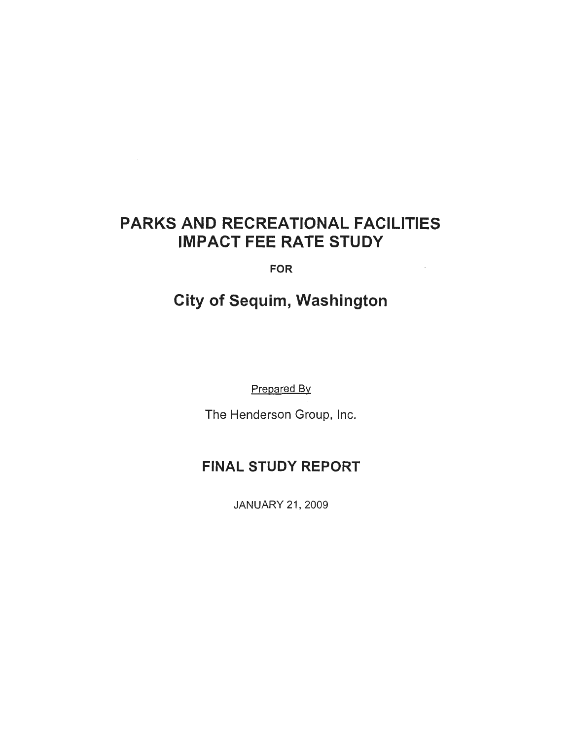# PARKS AND RECREATIONAL FACILITIES IMPACT FEE RATE STUDY

**FOR**

## City of Sequim, Washington

Prepared By

The Henderson Group, Inc.

## FINAL STUDY REPORT

JANUARY 21, 2009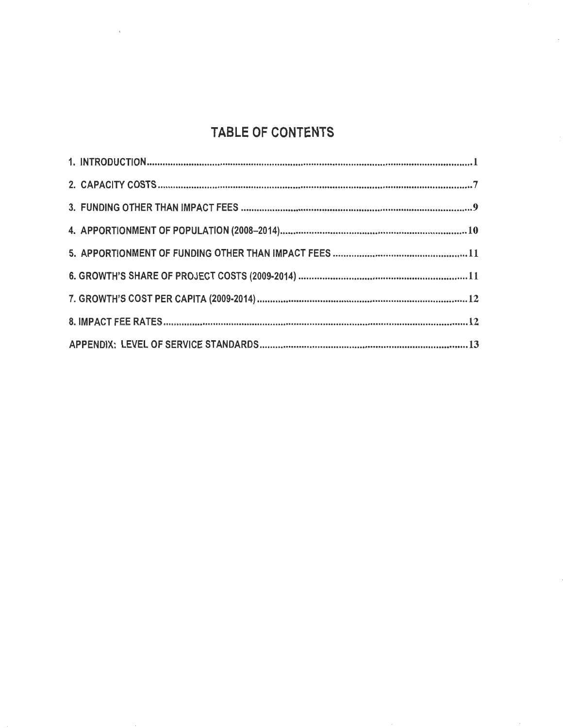# TABLE OF CONTENTS

1. INTRODUCTION .......... 1
2. CAPACITY COSTS .......... 7
3. FUNDING OTHER THAN IMPACT FEES .......... 9
4. APPORTIONMENT OF POPULATION (2008–2014) .......... 10
5. APPORTIONMENT OF FUNDING OTHER THAN IMPACT FEES .......... 11
6. GROWTH'S SHARE OF PROJECT COSTS (2009-2014) .......... 11
7. GROWTH'S COST PER CAPITA (2009-2014) .......... 12
8. IMPACT FEE RATES .......... 12

APPENDIX: LEVEL OF SERVICE STANDARDS .......... 13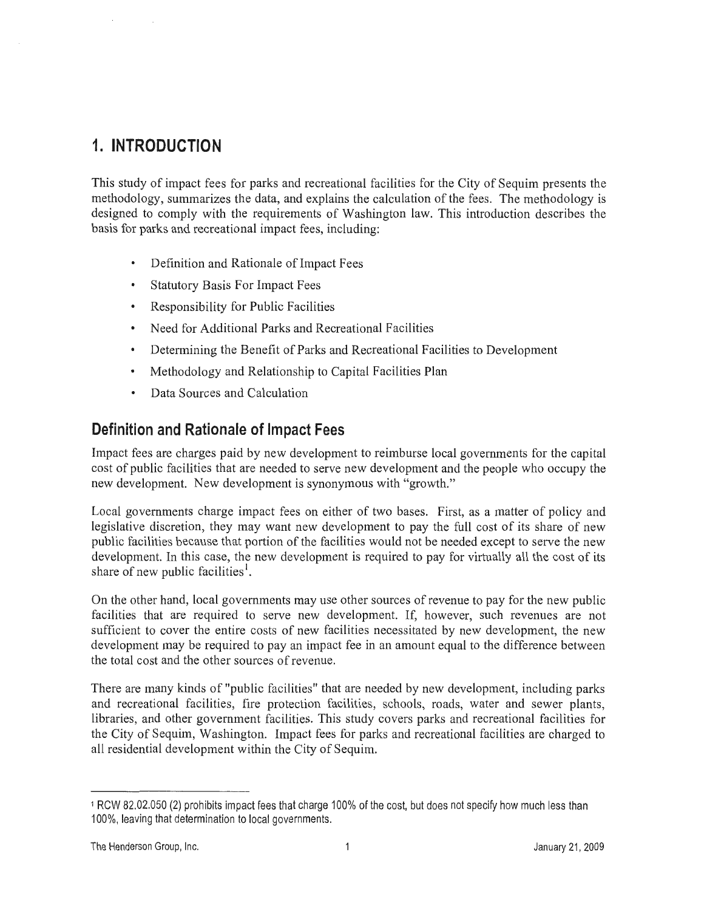# 1. INTRODUCTION

This study of impact fees for parks and recreational facilities for the City of Sequim presents the methodology, summarizes the data, and explains the calculation of the fees. The methodology is designed to comply with the requirements of Washington law. This introduction describes the basis for parks and recreational impact fees, including:

- Definition and Rationale of Impact Fees
- Statutory Basis For Impact Fees
- Responsibility for Public Facilities
- Need for Additional Parks and Recreational Facilities
- Determining the Benefit of Parks and Recreational Facilities to Development
- Methodology and Relationship to Capital Facilities Plan
- Data Sources and Calculation

## Definition and Rationale of Impact Fees

Impact fees are charges paid by new development to reimburse local governments for the capital cost of public facilities that are needed to serve new development and the people who occupy the new development. New development is synonymous with "growth."

Local governments charge impact fees on either of two bases. First, as a matter of policy and legislative discretion, they may want new development to pay the full cost of its share of new public facilities because that portion of the facilities would not be needed except to serve the new development. In this case, the new development is required to pay for virtually all the cost of its share of new public facilities[1].

On the other hand, local governments may use other sources of revenue to pay for the new public facilities that are required to serve new development. If, however, such revenues are not sufficient to cover the entire costs of new facilities necessitated by new development, the new development may be required to pay an impact fee in an amount equal to the difference between the total cost and the other sources of revenue.

There are many kinds of "public facilities" that are needed by new development, including parks and recreational facilities, fire protection facilities, schools, roads, water and sewer plants, libraries, and other government facilities. This study covers parks and recreational facilities for the City of Sequim, Washington. Impact fees for parks and recreational facilities are charged to all residential development within the City of Sequim.

[1] RCW 82.02.050 (2) prohibits impact fees that charge 100% of the cost, but does not specify how much less than 100%, leaving that determination to local governments.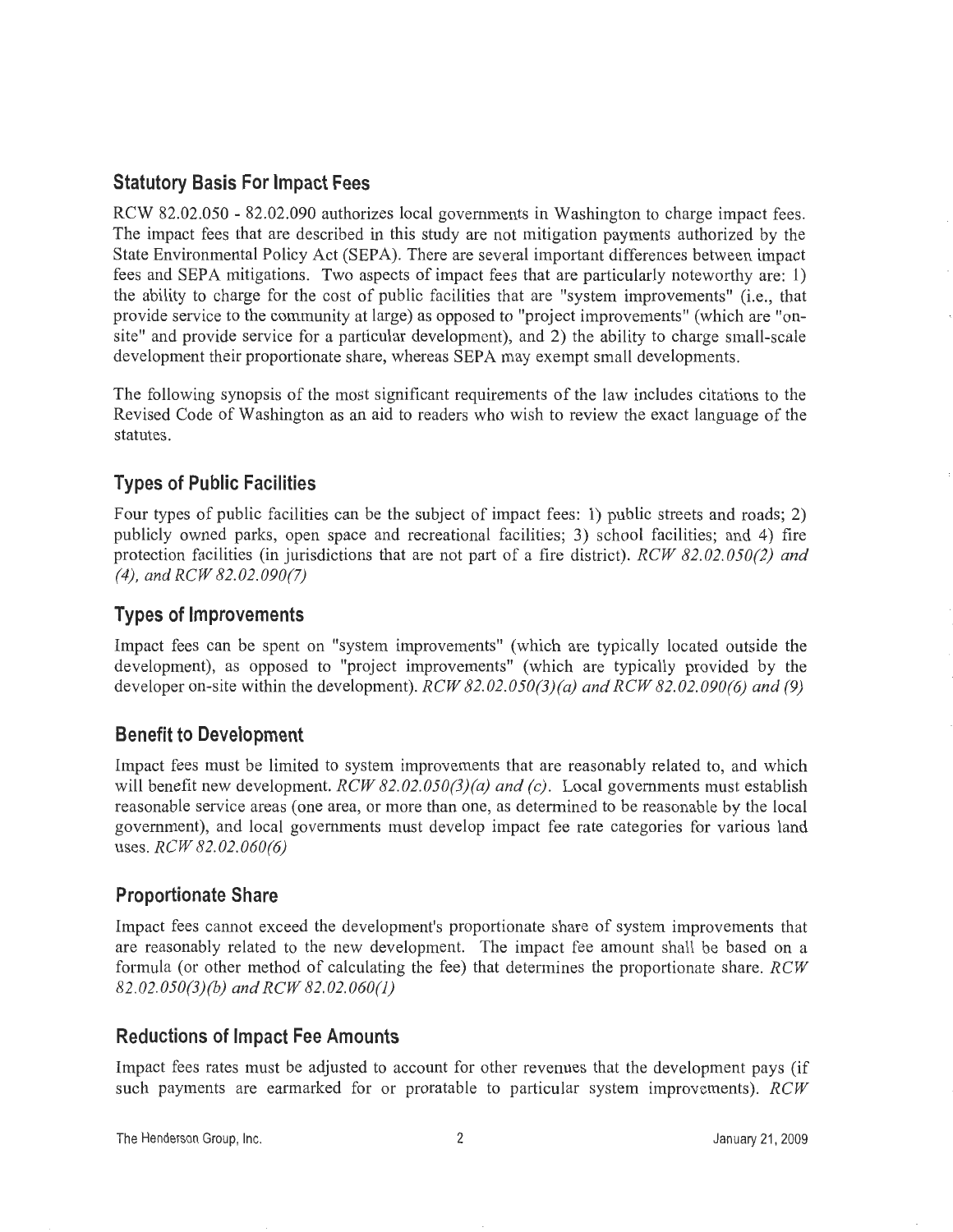## Statutory Basis For Impact Fees

RCW 82.02.050 - 82.02.090 authorizes local governments in Washington to charge impact fees. The impact fees that are described in this study are not mitigation payments authorized by the State Environmental Policy Act (SEPA). There are several important differences between impact fees and SEPA mitigations. Two aspects of impact fees that are particularly noteworthy are: 1) the ability to charge for the cost of public facilities that are "system improvements" (i.e., that provide service to the community at large) as opposed to "project improvements" (which are "on-site" and provide service for a particular development), and 2) the ability to charge small-scale development their proportionate share, whereas SEPA may exempt small developments.

The following synopsis of the most significant requirements of the law includes citations to the Revised Code of Washington as an aid to readers who wish to review the exact language of the statutes.

## Types of Public Facilities

Four types of public facilities can be the subject of impact fees: 1) public streets and roads; 2) publicly owned parks, open space and recreational facilities; 3) school facilities; and 4) fire protection facilities (in jurisdictions that are not part of a fire district). *RCW 82.02.050(2) and (4), and RCW 82.02.090(7)*

## Types of Improvements

Impact fees can be spent on "system improvements" (which are typically located outside the development), as opposed to "project improvements" (which are typically provided by the developer on-site within the development). *RCW 82.02.050(3)(a) and RCW 82.02.090(6) and (9)*

## Benefit to Development

Impact fees must be limited to system improvements that are reasonably related to, and which will benefit new development. *RCW 82.02.050(3)(a) and (c)*. Local governments must establish reasonable service areas (one area, or more than one, as determined to be reasonable by the local government), and local governments must develop impact fee rate categories for various land uses. *RCW 82.02.060(6)*

## Proportionate Share

Impact fees cannot exceed the development's proportionate share of system improvements that are reasonably related to the new development. The impact fee amount shall be based on a formula (or other method of calculating the fee) that determines the proportionate share. *RCW 82.02.050(3)(b) and RCW 82.02.060(1)*

## Reductions of Impact Fee Amounts

Impact fees rates must be adjusted to account for other revenues that the development pays (if such payments are earmarked for or proratable to particular system improvements). *RCW*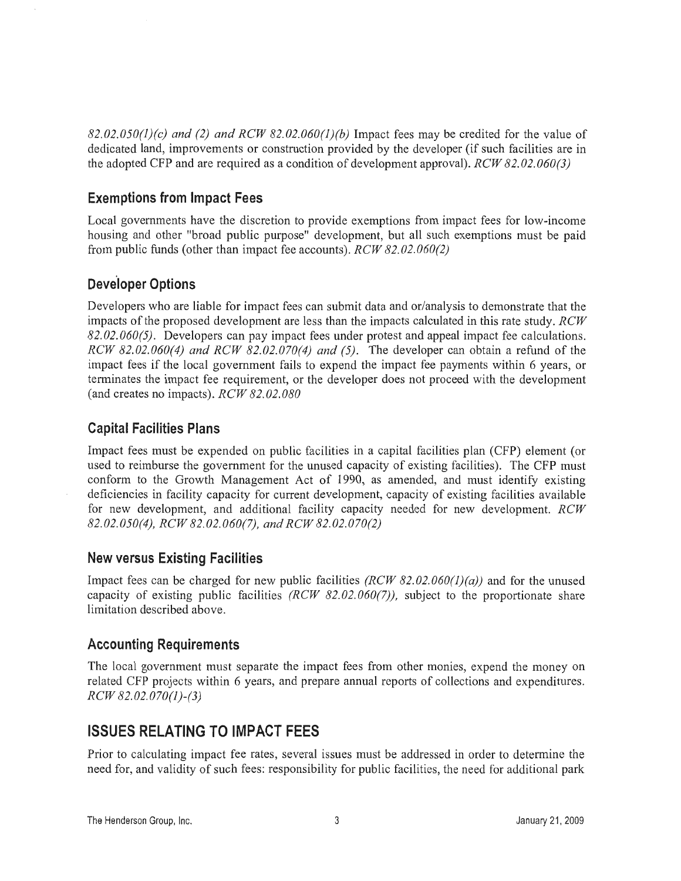*82.02.050(1)(c) and (2) and RCW 82.02.060(1)(b)* Impact fees may be credited for the value of dedicated land, improvements or construction provided by the developer (if such facilities are in the adopted CFP and are required as a condition of development approval). *RCW 82.02.060(3)*

### Exemptions from Impact Fees

Local governments have the discretion to provide exemptions from impact fees for low-income housing and other "broad public purpose" development, but all such exemptions must be paid from public funds (other than impact fee accounts). *RCW 82.02.060(2)*

### Developer Options

Developers who are liable for impact fees can submit data and or/analysis to demonstrate that the impacts of the proposed development are less than the impacts calculated in this rate study. *RCW 82.02.060(5)*. Developers can pay impact fees under protest and appeal impact fee calculations. *RCW 82.02.060(4) and RCW 82.02.070(4) and (5)*. The developer can obtain a refund of the impact fees if the local government fails to expend the impact fee payments within 6 years, or terminates the impact fee requirement, or the developer does not proceed with the development (and creates no impacts). *RCW 82.02.080*

### Capital Facilities Plans

Impact fees must be expended on public facilities in a capital facilities plan (CFP) element (or used to reimburse the government for the unused capacity of existing facilities). The CFP must conform to the Growth Management Act of 1990, as amended, and must identify existing deficiencies in facility capacity for current development, capacity of existing facilities available for new development, and additional facility capacity needed for new development. *RCW 82.02.050(4), RCW 82.02.060(7), and RCW 82.02.070(2)*

### New versus Existing Facilities

Impact fees can be charged for new public facilities *(RCW 82.02.060(1)(a))* and for the unused capacity of existing public facilities *(RCW 82.02.060(7))*, subject to the proportionate share limitation described above.

### Accounting Requirements

The local government must separate the impact fees from other monies, expend the money on related CFP projects within 6 years, and prepare annual reports of collections and expenditures. *RCW 82.02.070(1)-(3)*

## ISSUES RELATING TO IMPACT FEES

Prior to calculating impact fee rates, several issues must be addressed in order to determine the need for, and validity of such fees: responsibility for public facilities, the need for additional park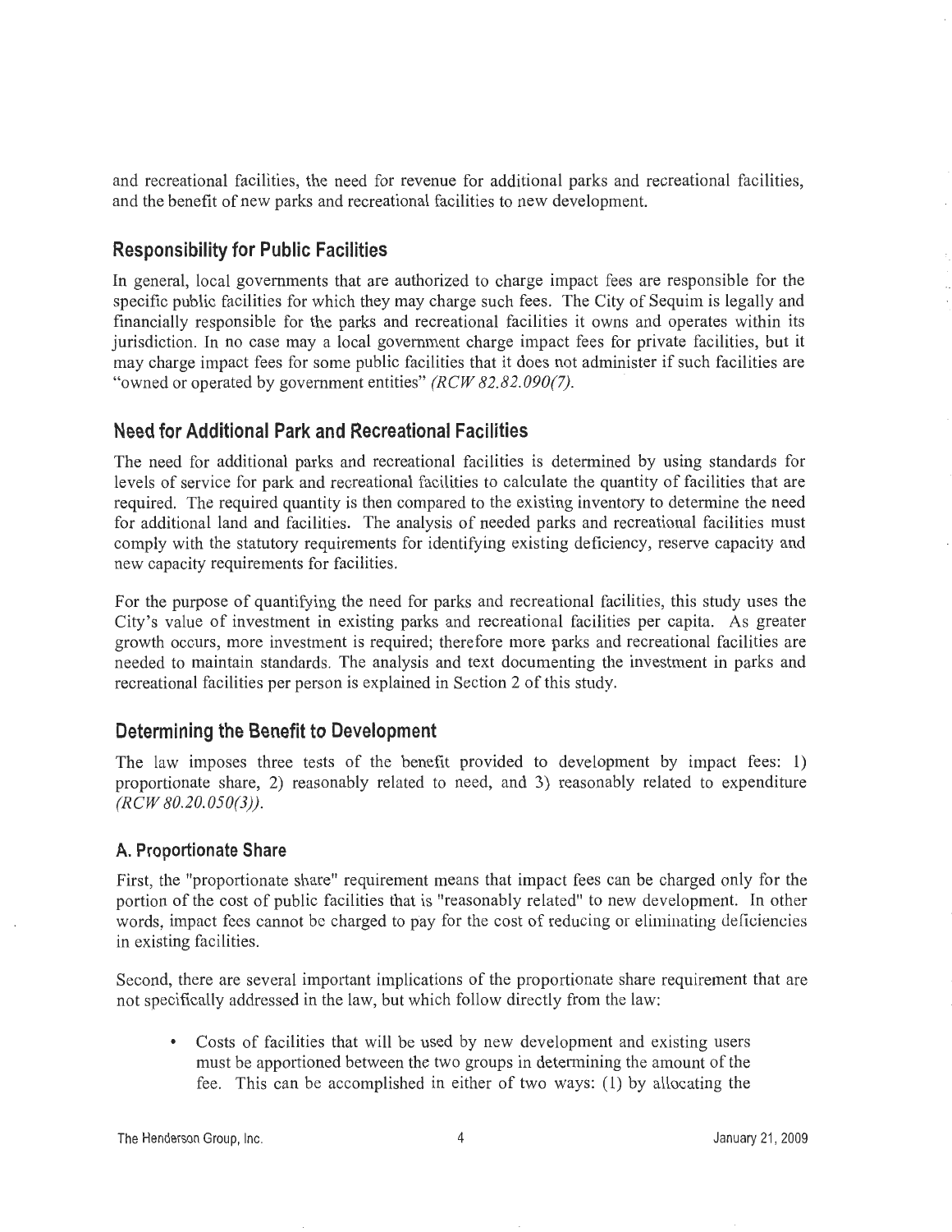and recreational facilities, the need for revenue for additional parks and recreational facilities, and the benefit of new parks and recreational facilities to new development.

## Responsibility for Public Facilities

In general, local governments that are authorized to charge impact fees are responsible for the specific public facilities for which they may charge such fees. The City of Sequim is legally and financially responsible for the parks and recreational facilities it owns and operates within its jurisdiction. In no case may a local government charge impact fees for private facilities, but it may charge impact fees for some public facilities that it does not administer if such facilities are "owned or operated by government entities" *(RCW 82.82.090(7)*.

## Need for Additional Park and Recreational Facilities

The need for additional parks and recreational facilities is determined by using standards for levels of service for park and recreational facilities to calculate the quantity of facilities that are required. The required quantity is then compared to the existing inventory to determine the need for additional land and facilities. The analysis of needed parks and recreational facilities must comply with the statutory requirements for identifying existing deficiency, reserve capacity and new capacity requirements for facilities.

For the purpose of quantifying the need for parks and recreational facilities, this study uses the City's value of investment in existing parks and recreational facilities per capita. As greater growth occurs, more investment is required; therefore more parks and recreational facilities are needed to maintain standards. The analysis and text documenting the investment in parks and recreational facilities per person is explained in Section 2 of this study.

## Determining the Benefit to Development

The law imposes three tests of the benefit provided to development by impact fees: 1) proportionate share, 2) reasonably related to need, and 3) reasonably related to expenditure *(RCW 80.20.050(3))*.

### A. Proportionate Share

First, the "proportionate share" requirement means that impact fees can be charged only for the portion of the cost of public facilities that is "reasonably related" to new development. In other words, impact fees cannot be charged to pay for the cost of reducing or eliminating deficiencies in existing facilities.

Second, there are several important implications of the proportionate share requirement that are not specifically addressed in the law, but which follow directly from the law:

- Costs of facilities that will be used by new development and existing users must be apportioned between the two groups in determining the amount of the fee. This can be accomplished in either of two ways: (1) by allocating the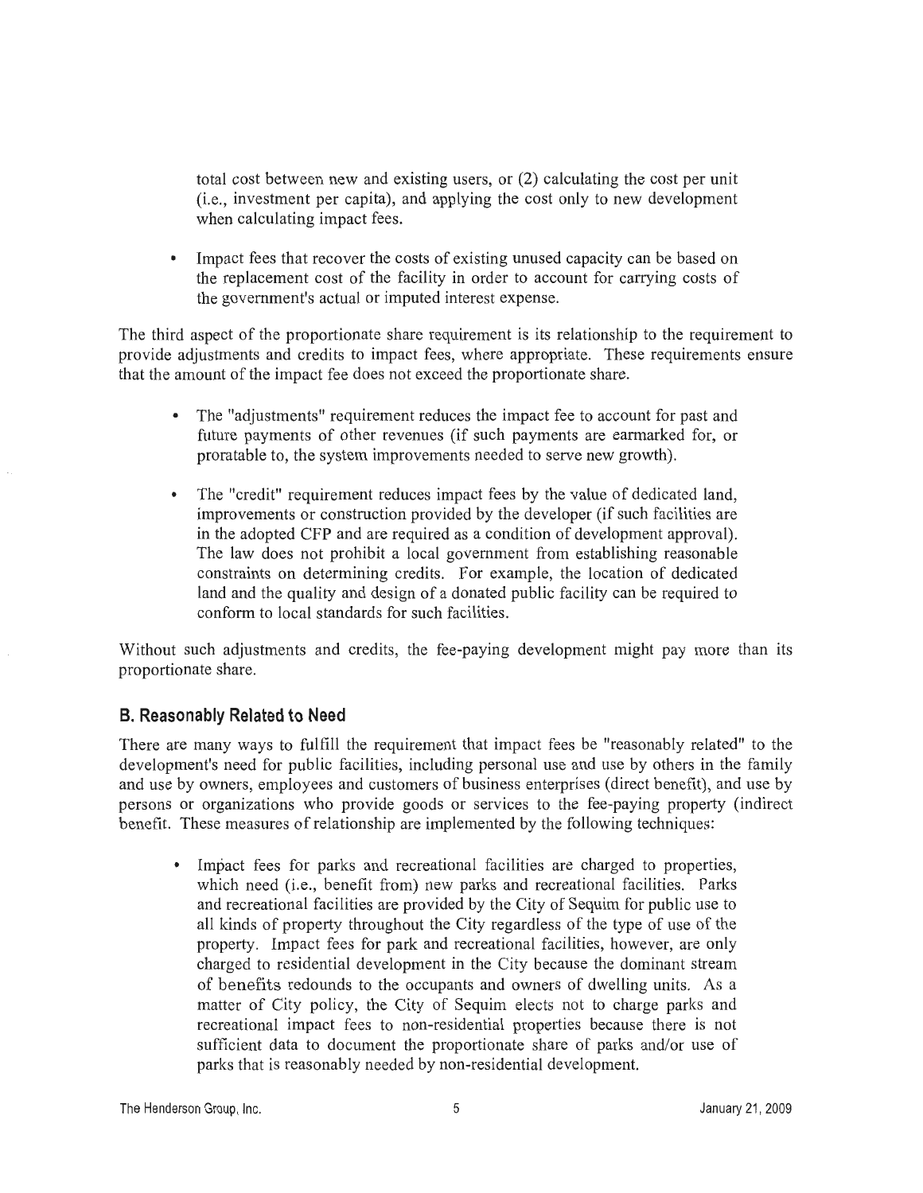total cost between new and existing users, or (2) calculating the cost per unit (i.e., investment per capita), and applying the cost only to new development when calculating impact fees.

- Impact fees that recover the costs of existing unused capacity can be based on the replacement cost of the facility in order to account for carrying costs of the government's actual or imputed interest expense.

The third aspect of the proportionate share requirement is its relationship to the requirement to provide adjustments and credits to impact fees, where appropriate. These requirements ensure that the amount of the impact fee does not exceed the proportionate share.

- The "adjustments" requirement reduces the impact fee to account for past and future payments of other revenues (if such payments are earmarked for, or proratable to, the system improvements needed to serve new growth).

- The "credit" requirement reduces impact fees by the value of dedicated land, improvements or construction provided by the developer (if such facilities are in the adopted CFP and are required as a condition of development approval). The law does not prohibit a local government from establishing reasonable constraints on determining credits. For example, the location of dedicated land and the quality and design of a donated public facility can be required to conform to local standards for such facilities.

Without such adjustments and credits, the fee-paying development might pay more than its proportionate share.

## B. Reasonably Related to Need

There are many ways to fulfill the requirement that impact fees be "reasonably related" to the development's need for public facilities, including personal use and use by others in the family and use by owners, employees and customers of business enterprises (direct benefit), and use by persons or organizations who provide goods or services to the fee-paying property (indirect benefit. These measures of relationship are implemented by the following techniques:

- Impact fees for parks and recreational facilities are charged to properties, which need (i.e., benefit from) new parks and recreational facilities. Parks and recreational facilities are provided by the City of Sequim for public use to all kinds of property throughout the City regardless of the type of use of the property. Impact fees for park and recreational facilities, however, are only charged to residential development in the City because the dominant stream of benefits redounds to the occupants and owners of dwelling units. As a matter of City policy, the City of Sequim elects not to charge parks and recreational impact fees to non-residential properties because there is not sufficient data to document the proportionate share of parks and/or use of parks that is reasonably needed by non-residential development.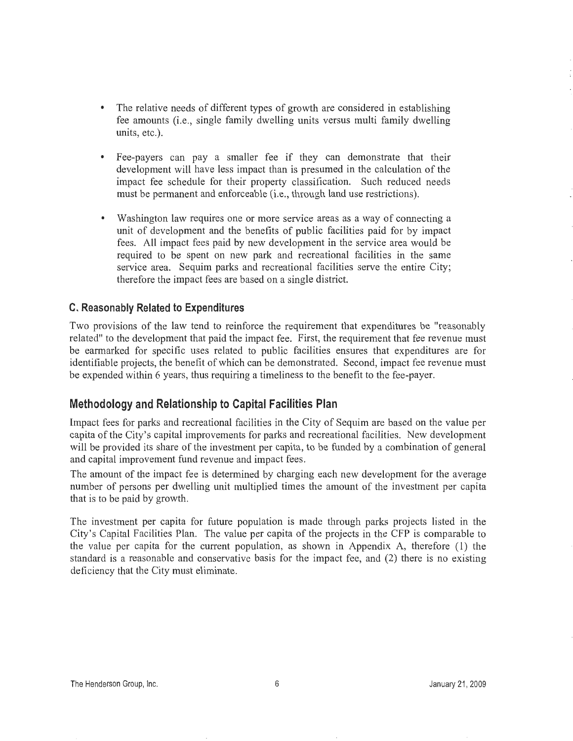- The relative needs of different types of growth are considered in establishing fee amounts (i.e., single family dwelling units versus multi family dwelling units, etc.).
- Fee-payers can pay a smaller fee if they can demonstrate that their development will have less impact than is presumed in the calculation of the impact fee schedule for their property classification. Such reduced needs must be permanent and enforceable (i.e., through land use restrictions).
- Washington law requires one or more service areas as a way of connecting a unit of development and the benefits of public facilities paid for by impact fees. All impact fees paid by new development in the service area would be required to be spent on new park and recreational facilities in the same service area. Sequim parks and recreational facilities serve the entire City; therefore the impact fees are based on a single district.

### C. Reasonably Related to Expenditures

Two provisions of the law tend to reinforce the requirement that expenditures be "reasonably related" to the development that paid the impact fee. First, the requirement that fee revenue must be earmarked for specific uses related to public facilities ensures that expenditures are for identifiable projects, the benefit of which can be demonstrated. Second, impact fee revenue must be expended within 6 years, thus requiring a timeliness to the benefit to the fee-payer.

## Methodology and Relationship to Capital Facilities Plan

Impact fees for parks and recreational facilities in the City of Sequim are based on the value per capita of the City's capital improvements for parks and recreational facilities. New development will be provided its share of the investment per capita, to be funded by a combination of general and capital improvement fund revenue and impact fees.

The amount of the impact fee is determined by charging each new development for the average number of persons per dwelling unit multiplied times the amount of the investment per capita that is to be paid by growth.

The investment per capita for future population is made through parks projects listed in the City's Capital Facilities Plan. The value per capita of the projects in the CFP is comparable to the value per capita for the current population, as shown in Appendix A, therefore (1) the standard is a reasonable and conservative basis for the impact fee, and (2) there is no existing deficiency that the City must eliminate.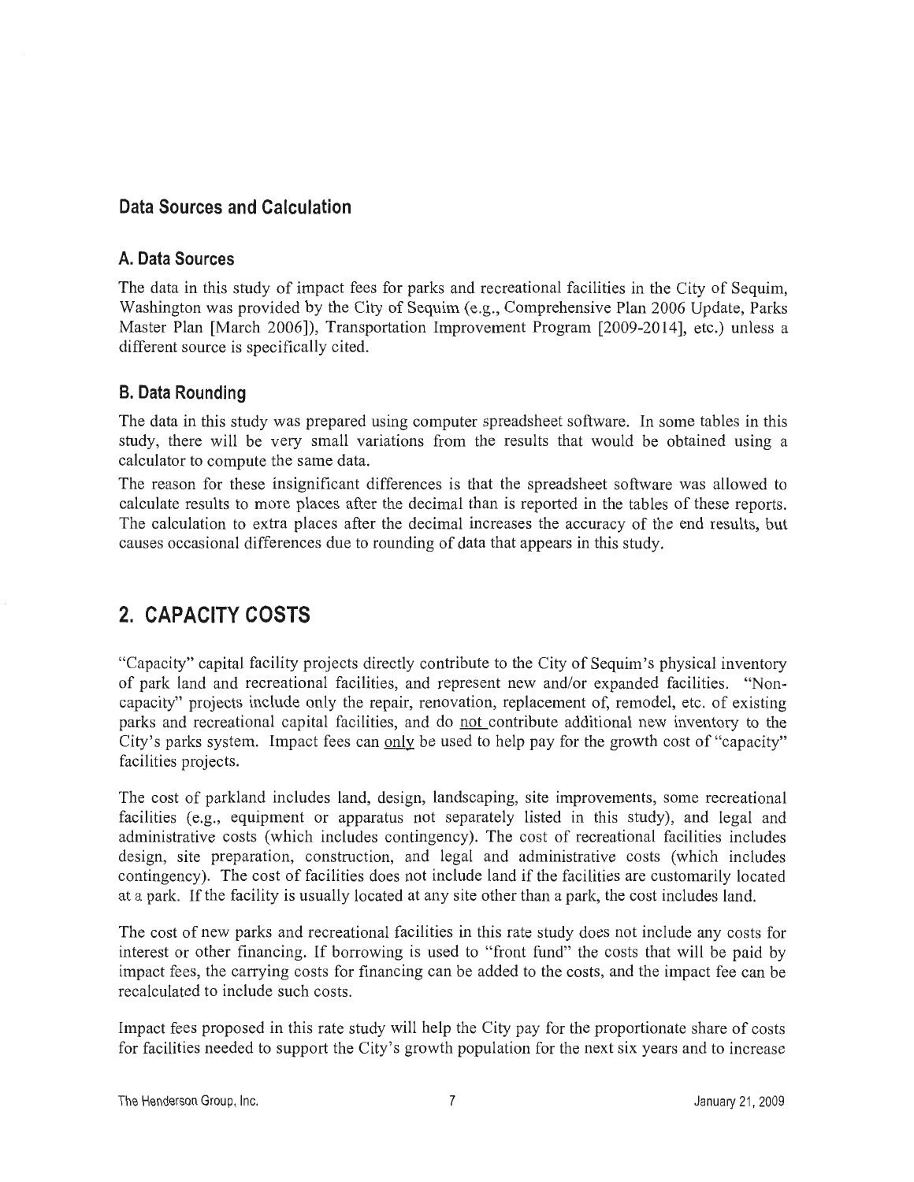## Data Sources and Calculation

### A. Data Sources

The data in this study of impact fees for parks and recreational facilities in the City of Sequim, Washington was provided by the City of Sequim (e.g., Comprehensive Plan 2006 Update, Parks Master Plan [March 2006]), Transportation Improvement Program [2009-2014], etc.) unless a different source is specifically cited.

### B. Data Rounding

The data in this study was prepared using computer spreadsheet software. In some tables in this study, there will be very small variations from the results that would be obtained using a calculator to compute the same data.

The reason for these insignificant differences is that the spreadsheet software was allowed to calculate results to more places after the decimal than is reported in the tables of these reports. The calculation to extra places after the decimal increases the accuracy of the end results, but causes occasional differences due to rounding of data that appears in this study.

# 2. CAPACITY COSTS

"Capacity" capital facility projects directly contribute to the City of Sequim's physical inventory of park land and recreational facilities, and represent new and/or expanded facilities. "Non-capacity" projects include only the repair, renovation, replacement of, remodel, etc. of existing parks and recreational capital facilities, and do not contribute additional new inventory to the City's parks system. Impact fees can only be used to help pay for the growth cost of "capacity" facilities projects.

The cost of parkland includes land, design, landscaping, site improvements, some recreational facilities (e.g., equipment or apparatus not separately listed in this study), and legal and administrative costs (which includes contingency). The cost of recreational facilities includes design, site preparation, construction, and legal and administrative costs (which includes contingency). The cost of facilities does not include land if the facilities are customarily located at a park. If the facility is usually located at any site other than a park, the cost includes land.

The cost of new parks and recreational facilities in this rate study does not include any costs for interest or other financing. If borrowing is used to "front fund" the costs that will be paid by impact fees, the carrying costs for financing can be added to the costs, and the impact fee can be recalculated to include such costs.

Impact fees proposed in this rate study will help the City pay for the proportionate share of costs for facilities needed to support the City's growth population for the next six years and to increase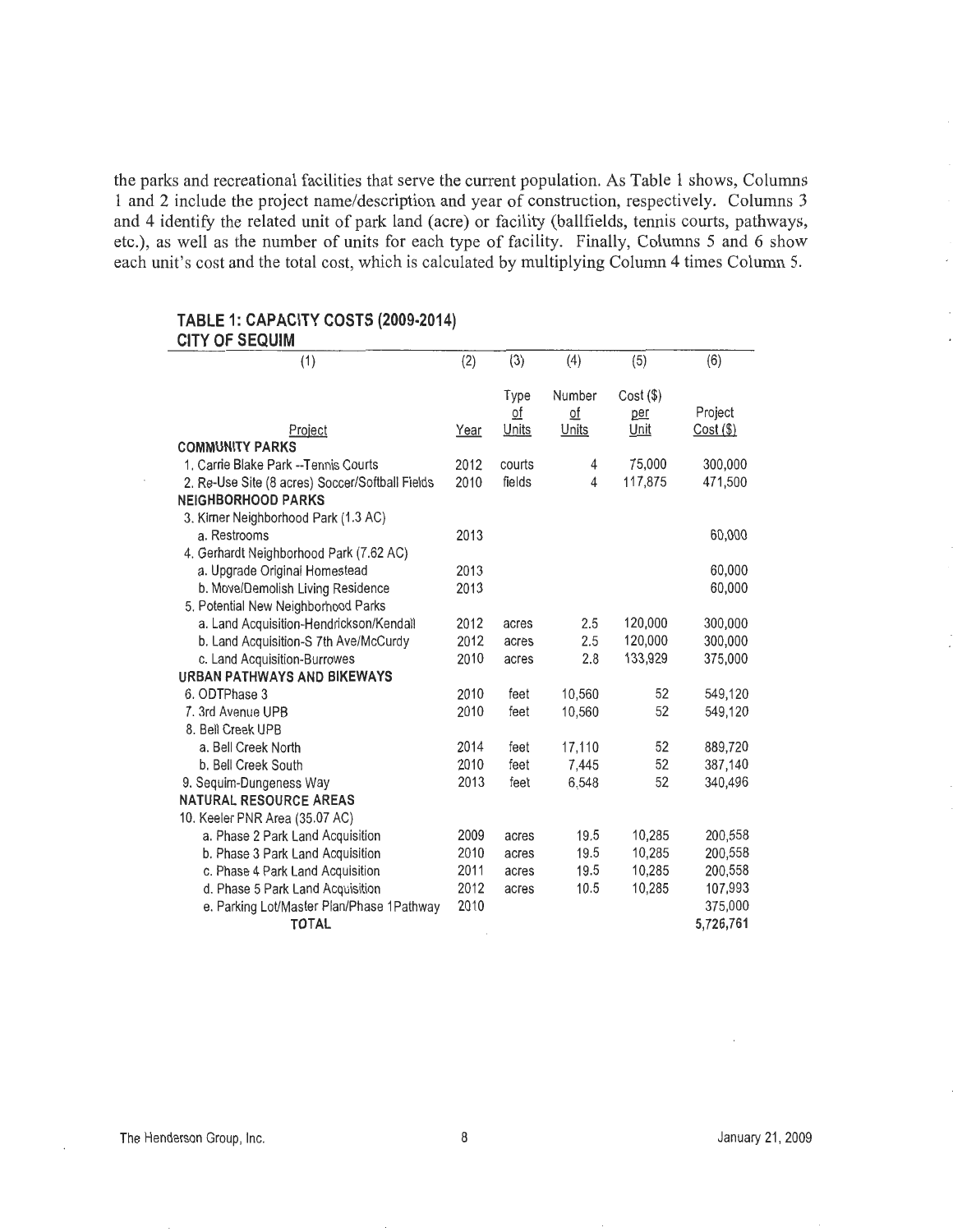the parks and recreational facilities that serve the current population. As Table 1 shows, Columns 1 and 2 include the project name/description and year of construction, respectively. Columns 3 and 4 identify the related unit of park land (acre) or facility (ballfields, tennis courts, pathways, etc.), as well as the number of units for each type of facility. Finally, Columns 5 and 6 show each unit's cost and the total cost, which is calculated by multiplying Column 4 times Column 5.

**TABLE 1: CAPACITY COSTS (2009-2014)**
**CITY OF SEQUIM**

| (1) | (2) | (3) | (4) | (5) | (6) |
|---|---|---|---|---|---|
| Project | Year | Type of Units | Number of Units | Cost ($) per Unit | Project Cost ($) |
| **COMMUNITY PARKS** | | | | | |
| 1. Carrie Blake Park --Tennis Courts | 2012 | courts | 4 | 75,000 | 300,000 |
| 2. Re-Use Site (8 acres) Soccer/Softball Fields | 2010 | fields | 4 | 117,875 | 471,500 |
| **NEIGHBORHOOD PARKS** | | | | | |
| 3. Kirner Neighborhood Park (1.3 AC) | | | | | |
| a. Restrooms | 2013 | | | | 60,000 |
| 4. Gerhardt Neighborhood Park (7.62 AC) | | | | | |
| a. Upgrade Original Homestead | 2013 | | | | 60,000 |
| b. Move/Demolish Living Residence | 2013 | | | | 60,000 |
| 5. Potential New Neighborhood Parks | | | | | |
| a. Land Acquisition-Hendrickson/Kendall | 2012 | acres | 2.5 | 120,000 | 300,000 |
| b. Land Acquisition-S 7th Ave/McCurdy | 2012 | acres | 2.5 | 120,000 | 300,000 |
| c. Land Acquisition-Burrowes | 2010 | acres | 2.8 | 133,929 | 375,000 |
| **URBAN PATHWAYS AND BIKEWAYS** | | | | | |
| 6. ODTPhase 3 | 2010 | feet | 10,560 | 52 | 549,120 |
| 7. 3rd Avenue UPB | 2010 | feet | 10,560 | 52 | 549,120 |
| 8. Bell Creek UPB | | | | | |
| a. Bell Creek North | 2014 | feet | 17,110 | 52 | 889,720 |
| b. Bell Creek South | 2010 | feet | 7,445 | 52 | 387,140 |
| 9. Sequim-Dungeness Way | 2013 | feet | 6,548 | 52 | 340,496 |
| **NATURAL RESOURCE AREAS** | | | | | |
| 10. Keeler PNR Area (35.07 AC) | | | | | |
| a. Phase 2 Park Land Acquisition | 2009 | acres | 19.5 | 10,285 | 200,558 |
| b. Phase 3 Park Land Acquisition | 2010 | acres | 19.5 | 10,285 | 200,558 |
| c. Phase 4 Park Land Acquisition | 2011 | acres | 19.5 | 10,285 | 200,558 |
| d. Phase 5 Park Land Acquisition | 2012 | acres | 10.5 | 10,285 | 107,993 |
| e. Parking Lot/Master Plan/Phase 1Pathway | 2010 | | | | 375,000 |
| **TOTAL** | | | | | 5,726,761 |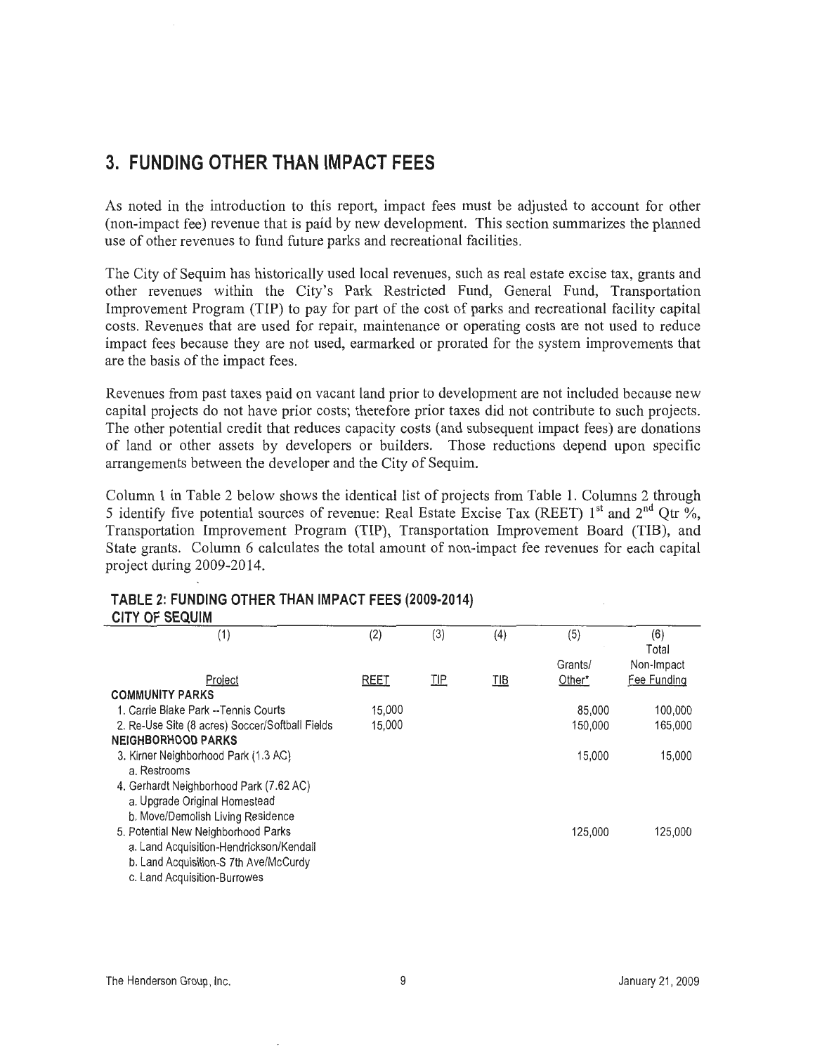# 3. FUNDING OTHER THAN IMPACT FEES

As noted in the introduction to this report, impact fees must be adjusted to account for other (non-impact fee) revenue that is paid by new development. This section summarizes the planned use of other revenues to fund future parks and recreational facilities.

The City of Sequim has historically used local revenues, such as real estate excise tax, grants and other revenues within the City's Park Restricted Fund, General Fund, Transportation Improvement Program (TIP) to pay for part of the cost of parks and recreational facility capital costs. Revenues that are used for repair, maintenance or operating costs are not used to reduce impact fees because they are not used, earmarked or prorated for the system improvements that are the basis of the impact fees.

Revenues from past taxes paid on vacant land prior to development are not included because new capital projects do not have prior costs; therefore prior taxes did not contribute to such projects. The other potential credit that reduces capacity costs (and subsequent impact fees) are donations of land or other assets by developers or builders. Those reductions depend upon specific arrangements between the developer and the City of Sequim.

Column 1 in Table 2 below shows the identical list of projects from Table 1. Columns 2 through 5 identify five potential sources of revenue: Real Estate Excise Tax (REET) 1st and 2nd Qtr %, Transportation Improvement Program (TIP), Transportation Improvement Board (TIB), and State grants. Column 6 calculates the total amount of non-impact fee revenues for each capital project during 2009-2014.

**TABLE 2: FUNDING OTHER THAN IMPACT FEES (2009-2014)**
**CITY OF SEQUIM**

| (1) Project | (2) REET | (3) TIP | (4) TIB | (5) Grants/ Other* | (6) Total Non-Impact Fee Funding |
|---|---|---|---|---|---|
| **COMMUNITY PARKS** | | | | | |
| 1. Carrie Blake Park --Tennis Courts | 15,000 | | | 85,000 | 100,000 |
| 2. Re-Use Site (8 acres) Soccer/Softball Fields | 15,000 | | | 150,000 | 165,000 |
| **NEIGHBORHOOD PARKS** | | | | | |
| 3. Kirner Neighborhood Park (1.3 AC) | | | | 15,000 | 15,000 |
| a. Restrooms | | | | | |
| 4. Gerhardt Neighborhood Park (7.62 AC) | | | | | |
| a. Upgrade Original Homestead | | | | | |
| b. Move/Demolish Living Residence | | | | | |
| 5. Potential New Neighborhood Parks | | | | 125,000 | 125,000 |
| a. Land Acquisition-Hendrickson/Kendall | | | | | |
| b. Land Acquisition-S 7th Ave/McCurdy | | | | | |
| c. Land Acquisition-Burrowes | | | | | |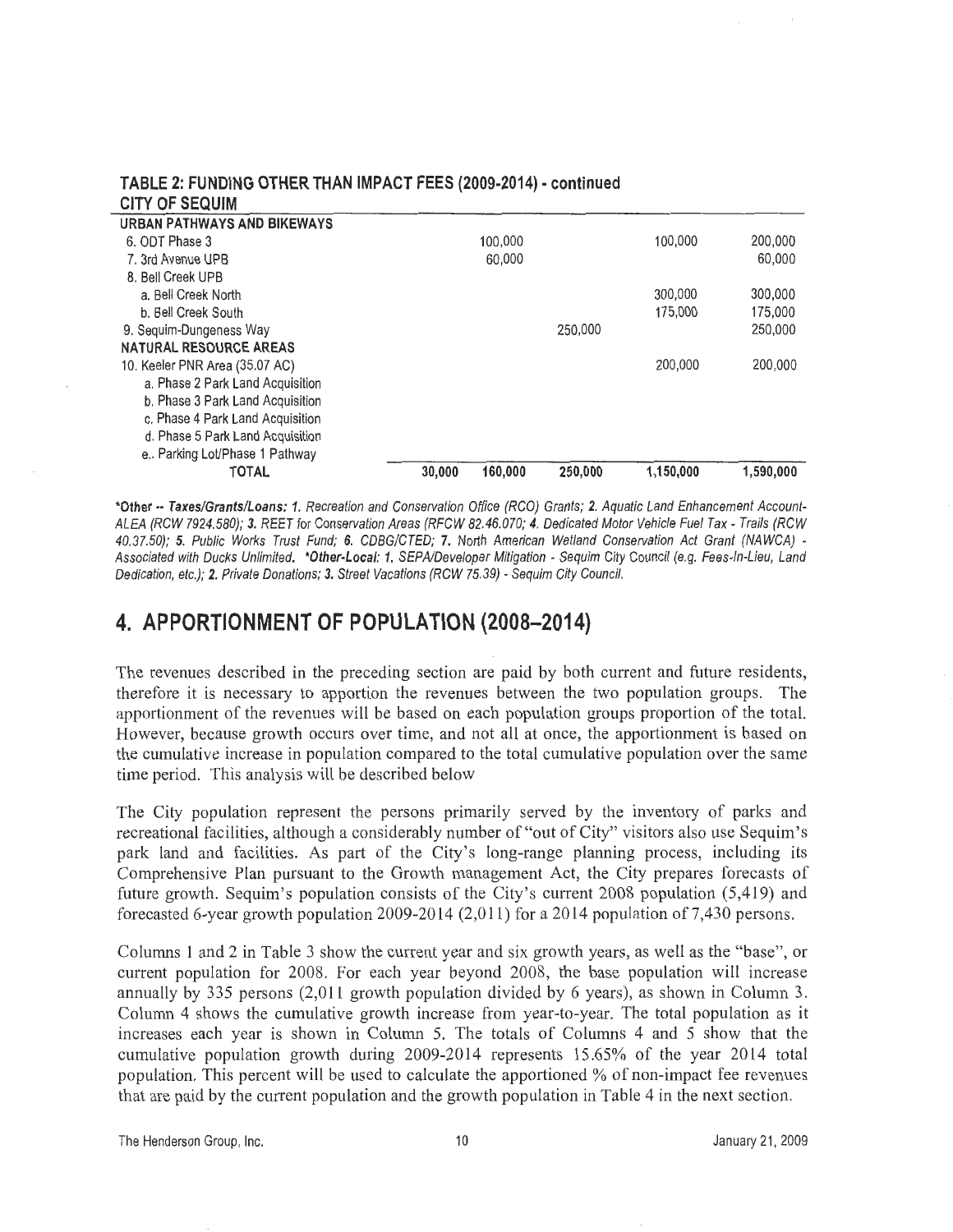**TABLE 2: FUNDING OTHER THAN IMPACT FEES (2009-2014) - continued**
**CITY OF SEQUIM**

| | | | | | |
|---|---|---|---|---|---|
| **URBAN PATHWAYS AND BIKEWAYS** | | | | | |
| 6. ODT Phase 3 | | 100,000 | | 100,000 | 200,000 |
| 7. 3rd Avenue UPB | | 60,000 | | | 60,000 |
| 8. Bell Creek UPB | | | | | |
| a. Bell Creek North | | | | 300,000 | 300,000 |
| b. Bell Creek South | | | | 175,000 | 175,000 |
| 9. Sequim-Dungeness Way | | | 250,000 | | 250,000 |
| **NATURAL RESOURCE AREAS** | | | | | |
| 10. Keeler PNR Area (35.07 AC) | | | | 200,000 | 200,000 |
| a. Phase 2 Park Land Acquisition | | | | | |
| b. Phase 3 Park Land Acquisition | | | | | |
| c. Phase 4 Park Land Acquisition | | | | | |
| d. Phase 5 Park Land Acquisition | | | | | |
| e.. Parking Lot/Phase 1 Pathway | | | | | |
| TOTAL | 30,000 | 160,000 | 250,000 | 1,150,000 | 1,590,000 |

***Other -- Taxes/Grants/Loans: 1.** Recreation and Conservation Office (RCO) Grants; **2.** Aquatic Land Enhancement Account-ALEA (RCW 7924.580); **3.** REET for Conservation Areas (RFCW 82.46.070; **4.** Dedicated Motor Vehicle Fuel Tax - Trails (RCW 40.37.50); **5.** Public Works Trust Fund; **6.** CDBG/CTED; **7.** North American Wetland Conservation Act Grant (NAWCA) - Associated with Ducks Unlimited. ***Other-Local: 1.** SEPA/Developer Mitigation - Sequim City Council (e.g. Fees-In-Lieu, Land Dedication, etc.); **2.** Private Donations; **3.** Street Vacations (RCW 75.39) - Sequim City Council.*

# 4. APPORTIONMENT OF POPULATION (2008–2014)

The revenues described in the preceding section are paid by both current and future residents, therefore it is necessary to apportion the revenues between the two population groups. The apportionment of the revenues will be based on each population groups proportion of the total. However, because growth occurs over time, and not all at once, the apportionment is based on the cumulative increase in population compared to the total cumulative population over the same time period. This analysis will be described below

The City population represent the persons primarily served by the inventory of parks and recreational facilities, although a considerably number of "out of City" visitors also use Sequim's park land and facilities. As part of the City's long-range planning process, including its Comprehensive Plan pursuant to the Growth management Act, the City prepares forecasts of future growth. Sequim's population consists of the City's current 2008 population (5,419) and forecasted 6-year growth population 2009-2014 (2,011) for a 2014 population of 7,430 persons.

Columns 1 and 2 in Table 3 show the current year and six growth years, as well as the "base", or current population for 2008. For each year beyond 2008, the base population will increase annually by 335 persons (2,011 growth population divided by 6 years), as shown in Column 3. Column 4 shows the cumulative growth increase from year-to-year. The total population as it increases each year is shown in Column 5. The totals of Columns 4 and 5 show that the cumulative population growth during 2009-2014 represents 15.65% of the year 2014 total population. This percent will be used to calculate the apportioned % of non-impact fee revenues that are paid by the current population and the growth population in Table 4 in the next section.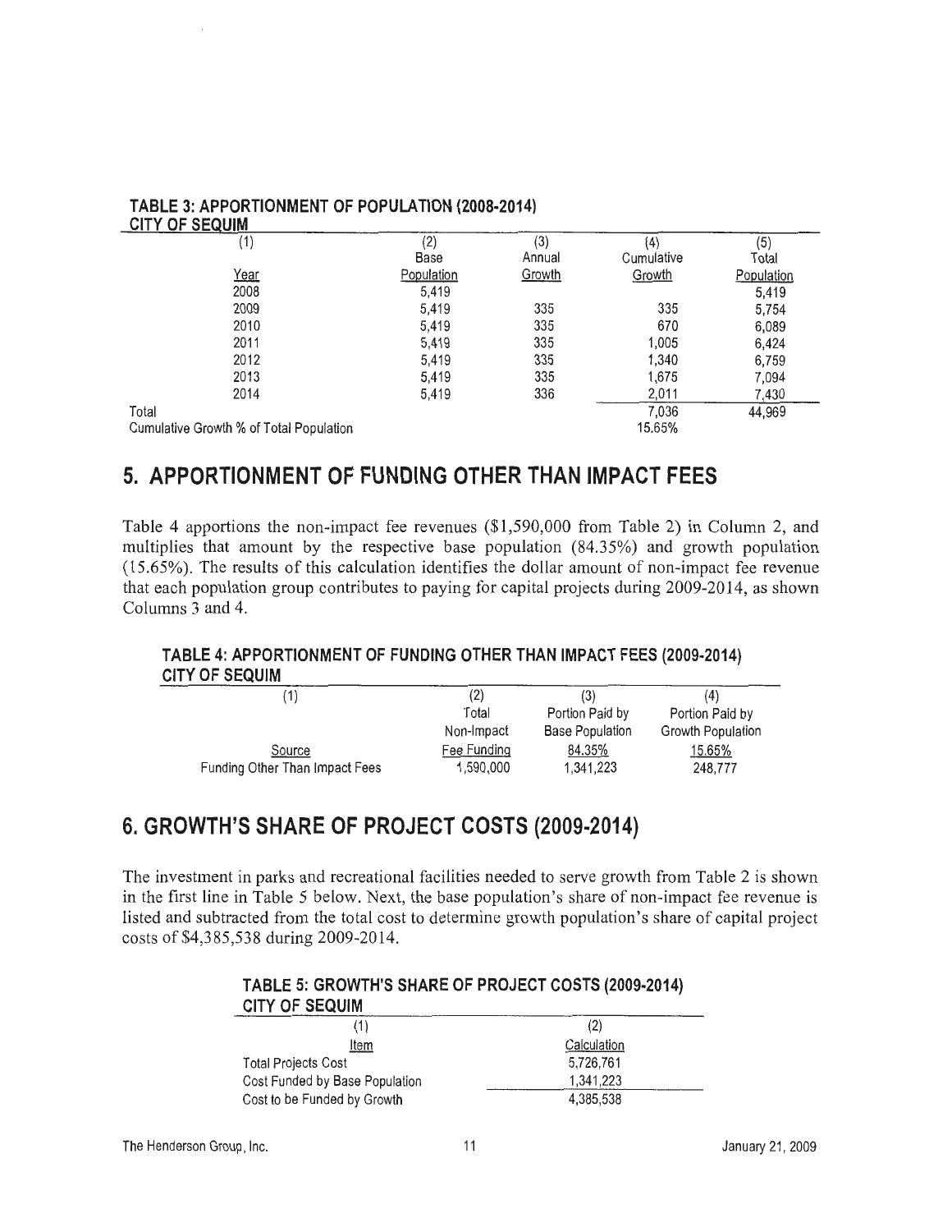**TABLE 3: APPORTIONMENT OF POPULATION (2008-2014)**
**CITY OF SEQUIM**

| (1) Year | (2) Base Population | (3) Annual Growth | (4) Cumulative Growth | (5) Total Population |
|---|---|---|---|---|
| 2008 | 5,419 | | | 5,419 |
| 2009 | 5,419 | 335 | 335 | 5,754 |
| 2010 | 5,419 | 335 | 670 | 6,089 |
| 2011 | 5,419 | 335 | 1,005 | 6,424 |
| 2012 | 5,419 | 335 | 1,340 | 6,759 |
| 2013 | 5,419 | 335 | 1,675 | 7,094 |
| 2014 | 5,419 | 336 | 2,011 | 7,430 |
| Total | | | 7,036 | 44,969 |
| Cumulative Growth % of Total Population | | | 15.65% | |

# 5. APPORTIONMENT OF FUNDING OTHER THAN IMPACT FEES

Table 4 apportions the non-impact fee revenues ($1,590,000 from Table 2) in Column 2, and multiplies that amount by the respective base population (84.35%) and growth population (15.65%). The results of this calculation identifies the dollar amount of non-impact fee revenue that each population group contributes to paying for capital projects during 2009-2014, as shown Columns 3 and 4.

**TABLE 4: APPORTIONMENT OF FUNDING OTHER THAN IMPACT FEES (2009-2014)**
**CITY OF SEQUIM**

| (1) Source | (2) Total Non-Impact Fee Funding | (3) Portion Paid by Base Population 84.35% | (4) Portion Paid by Growth Population 15.65% |
|---|---|---|---|
| Funding Other Than Impact Fees | 1,590,000 | 1,341,223 | 248,777 |

# 6. GROWTH'S SHARE OF PROJECT COSTS (2009-2014)

The investment in parks and recreational facilities needed to serve growth from Table 2 is shown in the first line in Table 5 below. Next, the base population's share of non-impact fee revenue is listed and subtracted from the total cost to determine growth population's share of capital project costs of $4,385,538 during 2009-2014.

**TABLE 5: GROWTH'S SHARE OF PROJECT COSTS (2009-2014)**
**CITY OF SEQUIM**

| (1) Item | (2) Calculation |
|---|---|
| Total Projects Cost | 5,726,761 |
| Cost Funded by Base Population | 1,341,223 |
| Cost to be Funded by Growth | 4,385,538 |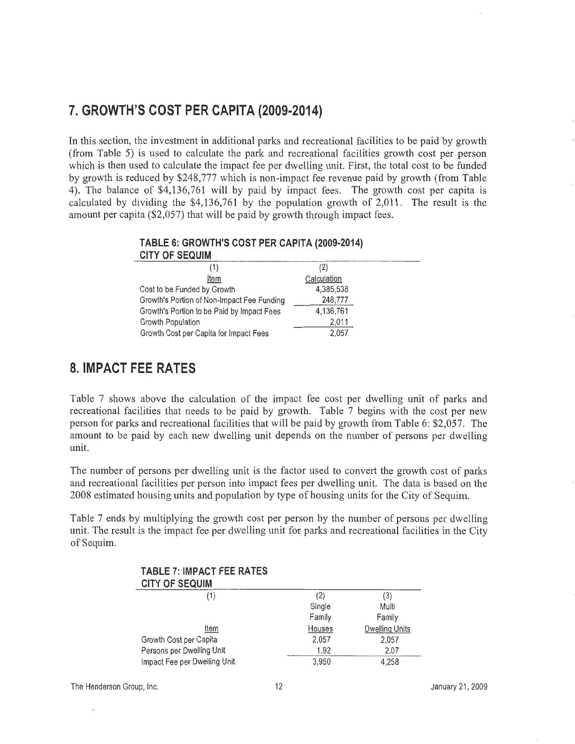## 7. GROWTH'S COST PER CAPITA (2009-2014)

In this section, the investment in additional parks and recreational facilities to be paid by growth (from Table 5) is used to calculate the park and recreational facilities growth cost per person which is then used to calculate the impact fee per dwelling unit. First, the total cost to be funded by growth is reduced by $248,777 which is non-impact fee revenue paid by growth (from Table 4). The balance of $4,136,761 will by paid by impact fees. The growth cost per capita is calculated by dividing the $4,136,761 by the population growth of 2,011. The result is the amount per capita ($2,057) that will be paid by growth through impact fees.

**TABLE 6: GROWTH'S COST PER CAPITA (2009-2014)**
**CITY OF SEQUIM**

| (1) Item | (2) Calculation |
|---|---|
| Cost to be Funded by Growth | 4,385,538 |
| Growth's Portion of Non-Impact Fee Funding | 248,777 |
| Growth's Portion to be Paid by Impact Fees | 4,136,761 |
| Growth Population | 2,011 |
| Growth Cost per Capita for Impact Fees | 2,057 |

## 8. IMPACT FEE RATES

Table 7 shows above the calculation of the impact fee cost per dwelling unit of parks and recreational facilities that needs to be paid by growth. Table 7 begins with the cost per new person for parks and recreational facilities that will be paid by growth from Table 6: $2,057. The amount to be paid by each new dwelling unit depends on the number of persons per dwelling unit.

The number of persons per dwelling unit is the factor used to convert the growth cost of parks and recreational facilities per person into impact fees per dwelling unit. The data is based on the 2008 estimated housing units and population by type of housing units for the City of Sequim.

Table 7 ends by multiplying the growth cost per person by the number of persons per dwelling unit. The result is the impact fee per dwelling unit for parks and recreational facilities in the City of Sequim.

**TABLE 7: IMPACT FEE RATES**
**CITY OF SEQUIM**

| (1) Item | (2) Single Family Houses | (3) Multi Family Dwelling Units |
|---|---|---|
| Growth Cost per Capita | 2,057 | 2,057 |
| Persons per Dwelling Unit | 1.92 | 2.07 |
| Impact Fee per Dwelling Unit | 3,950 | 4,258 |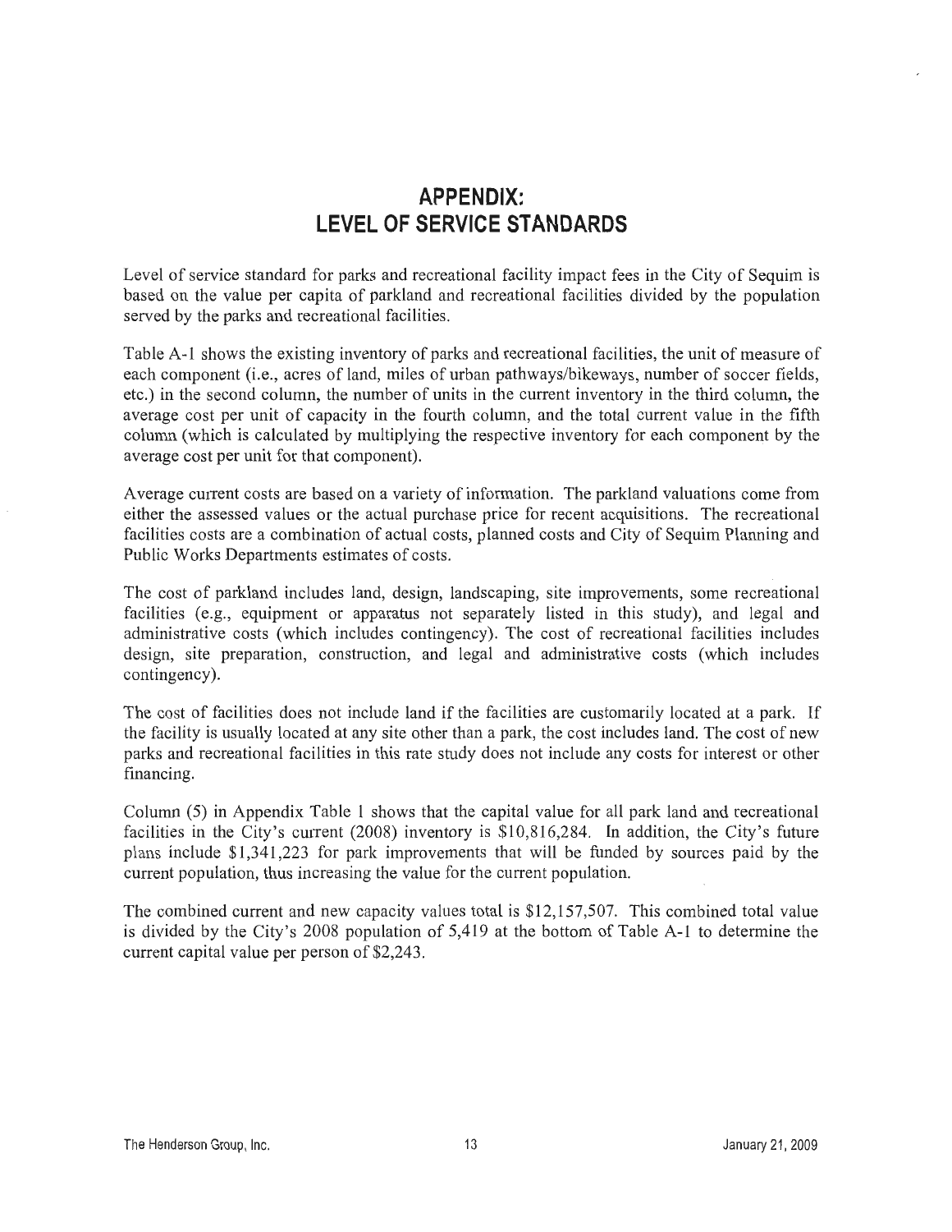# APPENDIX: LEVEL OF SERVICE STANDARDS

Level of service standard for parks and recreational facility impact fees in the City of Sequim is based on the value per capita of parkland and recreational facilities divided by the population served by the parks and recreational facilities.

Table A-1 shows the existing inventory of parks and recreational facilities, the unit of measure of each component (i.e., acres of land, miles of urban pathways/bikeways, number of soccer fields, etc.) in the second column, the number of units in the current inventory in the third column, the average cost per unit of capacity in the fourth column, and the total current value in the fifth column (which is calculated by multiplying the respective inventory for each component by the average cost per unit for that component).

Average current costs are based on a variety of information. The parkland valuations come from either the assessed values or the actual purchase price for recent acquisitions. The recreational facilities costs are a combination of actual costs, planned costs and City of Sequim Planning and Public Works Departments estimates of costs.

The cost of parkland includes land, design, landscaping, site improvements, some recreational facilities (e.g., equipment or apparatus not separately listed in this study), and legal and administrative costs (which includes contingency). The cost of recreational facilities includes design, site preparation, construction, and legal and administrative costs (which includes contingency).

The cost of facilities does not include land if the facilities are customarily located at a park. If the facility is usually located at any site other than a park, the cost includes land. The cost of new parks and recreational facilities in this rate study does not include any costs for interest or other financing.

Column (5) in Appendix Table 1 shows that the capital value for all park land and recreational facilities in the City's current (2008) inventory is $10,816,284. In addition, the City's future plans include $1,341,223 for park improvements that will be funded by sources paid by the current population, thus increasing the value for the current population.

The combined current and new capacity values total is $12,157,507. This combined total value is divided by the City's 2008 population of 5,419 at the bottom of Table A-1 to determine the current capital value per person of $2,243.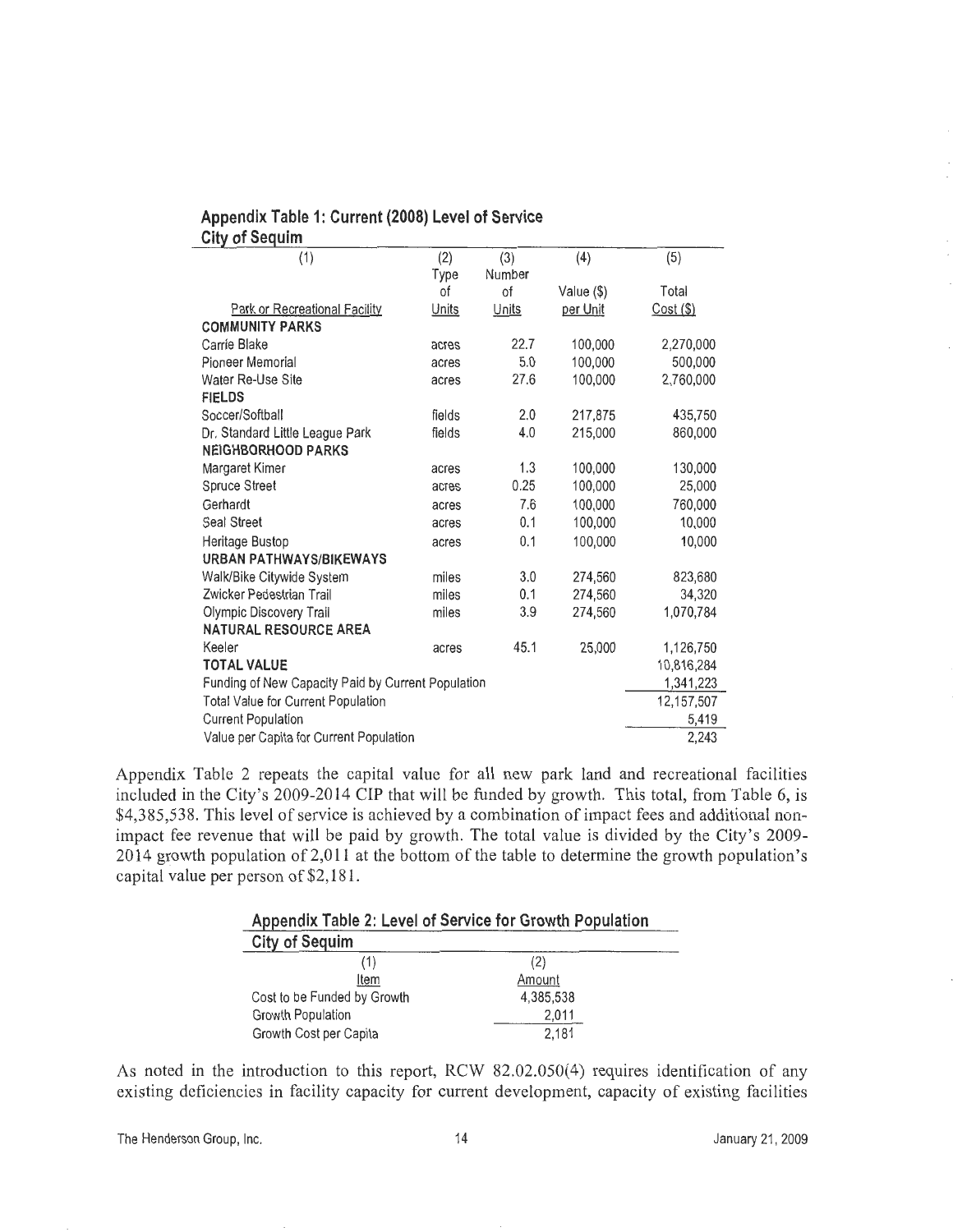**Appendix Table 1: Current (2008) Level of Service**
**City of Sequim**

| (1)<br>Park or Recreational Facility | (2)<br>Type of Units | (3)<br>Number of Units | (4)<br>Value ($) per Unit | (5)<br>Total Cost ($) |
|---|---|---|---|---|
| **COMMUNITY PARKS** | | | | |
| Carrie Blake | acres | 22.7 | 100,000 | 2,270,000 |
| Pioneer Memorial | acres | 5.0 | 100,000 | 500,000 |
| Water Re-Use Site | acres | 27.6 | 100,000 | 2,760,000 |
| **FIELDS** | | | | |
| Soccer/Softball | fields | 2.0 | 217,875 | 435,750 |
| Dr. Standard Little League Park | fields | 4.0 | 215,000 | 860,000 |
| **NEIGHBORHOOD PARKS** | | | | |
| Margaret Kimer | acres | 1.3 | 100,000 | 130,000 |
| Spruce Street | acres | 0.25 | 100,000 | 25,000 |
| Gerhardt | acres | 7.6 | 100,000 | 760,000 |
| Seal Street | acres | 0.1 | 100,000 | 10,000 |
| Heritage Bustop | acres | 0.1 | 100,000 | 10,000 |
| **URBAN PATHWAYS/BIKEWAYS** | | | | |
| Walk/Bike Citywide System | miles | 3.0 | 274,560 | 823,680 |
| Zwicker Pedestrian Trail | miles | 0.1 | 274,560 | 34,320 |
| Olympic Discovery Trail | miles | 3.9 | 274,560 | 1,070,784 |
| **NATURAL RESOURCE AREA** | | | | |
| Keeler | acres | 45.1 | 25,000 | 1,126,750 |
| **TOTAL VALUE** | | | | 10,816,284 |
| Funding of New Capacity Paid by Current Population | | | | 1,341,223 |
| Total Value for Current Population | | | | 12,157,507 |
| Current Population | | | | 5,419 |
| Value per Capita for Current Population | | | | 2,243 |

Appendix Table 2 repeats the capital value for all new park land and recreational facilities included in the City's 2009-2014 CIP that will be funded by growth. This total, from Table 6, is $4,385,538. This level of service is achieved by a combination of impact fees and additional non-impact fee revenue that will be paid by growth. The total value is divided by the City's 2009-2014 growth population of 2,011 at the bottom of the table to determine the growth population's capital value per person of $2,181.

**Appendix Table 2: Level of Service for Growth Population**
**City of Sequim**

| (1)<br>Item | (2)<br>Amount |
|---|---|
| Cost to be Funded by Growth | 4,385,538 |
| Growth Population | 2,011 |
| Growth Cost per Capita | 2,181 |

As noted in the introduction to this report, RCW 82.02.050(4) requires identification of any existing deficiencies in facility capacity for current development, capacity of existing facilities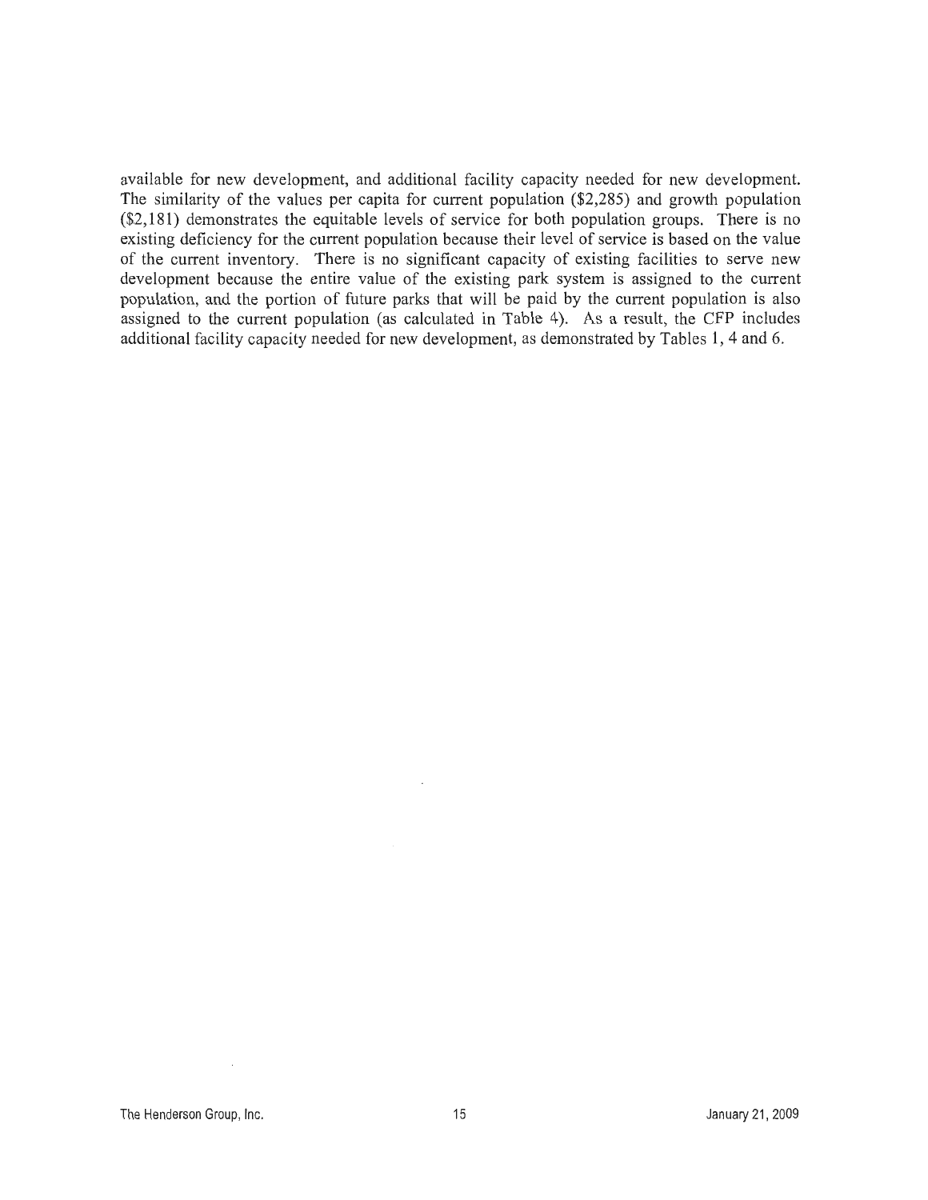available for new development, and additional facility capacity needed for new development. The similarity of the values per capita for current population ($2,285) and growth population ($2,181) demonstrates the equitable levels of service for both population groups. There is no existing deficiency for the current population because their level of service is based on the value of the current inventory. There is no significant capacity of existing facilities to serve new development because the entire value of the existing park system is assigned to the current population, and the portion of future parks that will be paid by the current population is also assigned to the current population (as calculated in Table 4). As a result, the CFP includes additional facility capacity needed for new development, as demonstrated by Tables 1, 4 and 6.